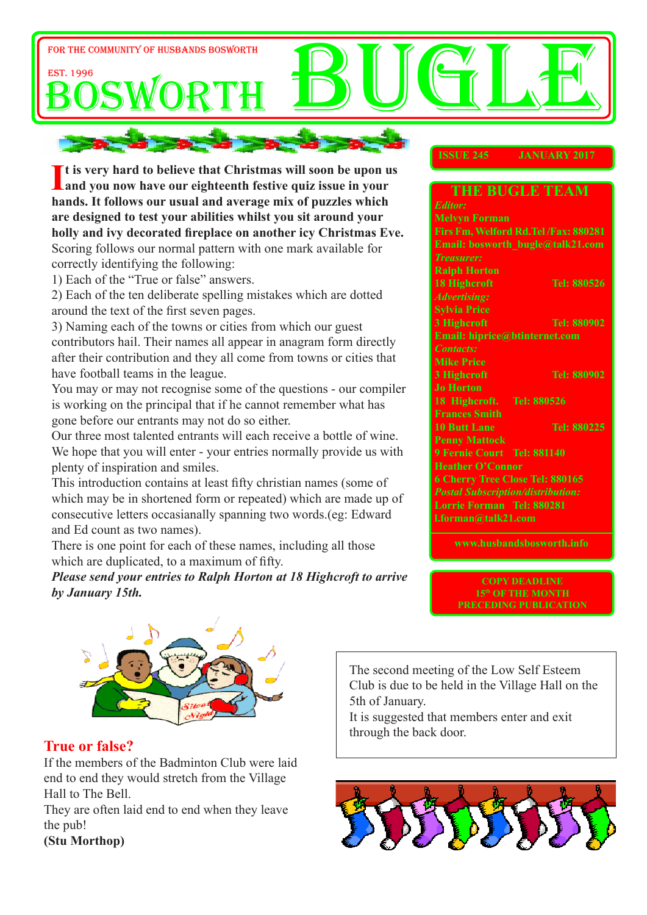FOR THE COMMUNITY OF HUSBANDS BOSWORTH

EST. 1996

# BOSWORTH BUGLE

ISSUE 245 JANUARY 2017

**It is very hard to believe that Christmas will soon be upon us and you now have our eighteenth festive quiz issue in your hands. It follows our usual and average mix of puzzles which are designed to test your abilities whilst you sit around your holly and ivy decorated fireplace on another icy Christmas Eve.**

Scoring follows our normal pattern with one mark available for correctly identifying the following:

1) Each of the "True or false" answers.
2) Each of the ten deliberate spelling mistakes which are dotted around the text of the first seven pages.
3) Naming each of the towns or cities from which our guest contributors hail. Their names all appear in anagram form directly after their contribution and they all come from towns or cities that have football teams in the league.

You may or may not recognise some of the questions - our compiler is working on the principal that if he cannot remember what has gone before our entrants may not do so either.

Our three most talented entrants will each receive a bottle of wine. We hope that you will enter - your entries normally provide us with plenty of inspiration and smiles.

This introduction contains at least fifty christian names (some of which may be in shortened form or repeated) which are made up of consecutive letters occasianally spanning two words.(eg: Edward and Ed count as two names).

There is one point for each of these names, including all those which are duplicated, to a maximum of fifty.

***Please send your entries to Ralph Horton at 18 Highcroft to arrive by January 15th.***

## THE BUGLE TEAM

*Editor:*
Melvyn Forman
Firs Fm, Welford Rd. Tel /Fax: 880281
Email: bosworth_bugle@talk21.com

*Treasurer:*
Ralph Horton
18 Highcroft Tel: 880526

*Advertising:*
Sylvia Price
3 Highcroft Tel: 880902
Email: hiprice@btinternet.com

*Contacts:*
Mike Price
3 Highcroft Tel: 880902
Jo Horton
18 Highcroft. Tel: 880526
Frances Smith
10 Butt Lane Tel: 880225
Penny Mattock
9 Fernie Court Tel: 881140
Heather O'Connor
6 Cherry Tree Close Tel: 880165

*Postal Subscription/distribution:*
Lorrie Forman Tel: 880281
l.forman@talk21.com

www.husbandsbosworth.info

COPY DEADLINE
15th OF THE MONTH
PRECEDING PUBLICATION

## True or false?

If the members of the Badminton Club were laid end to end they would stretch from the Village Hall to The Bell.
They are often laid end to end when they leave the pub!
**(Stu Morthop)**

The second meeting of the Low Self Esteem Club is due to be held in the Village Hall on the 5th of January.
It is suggested that members enter and exit through the back door.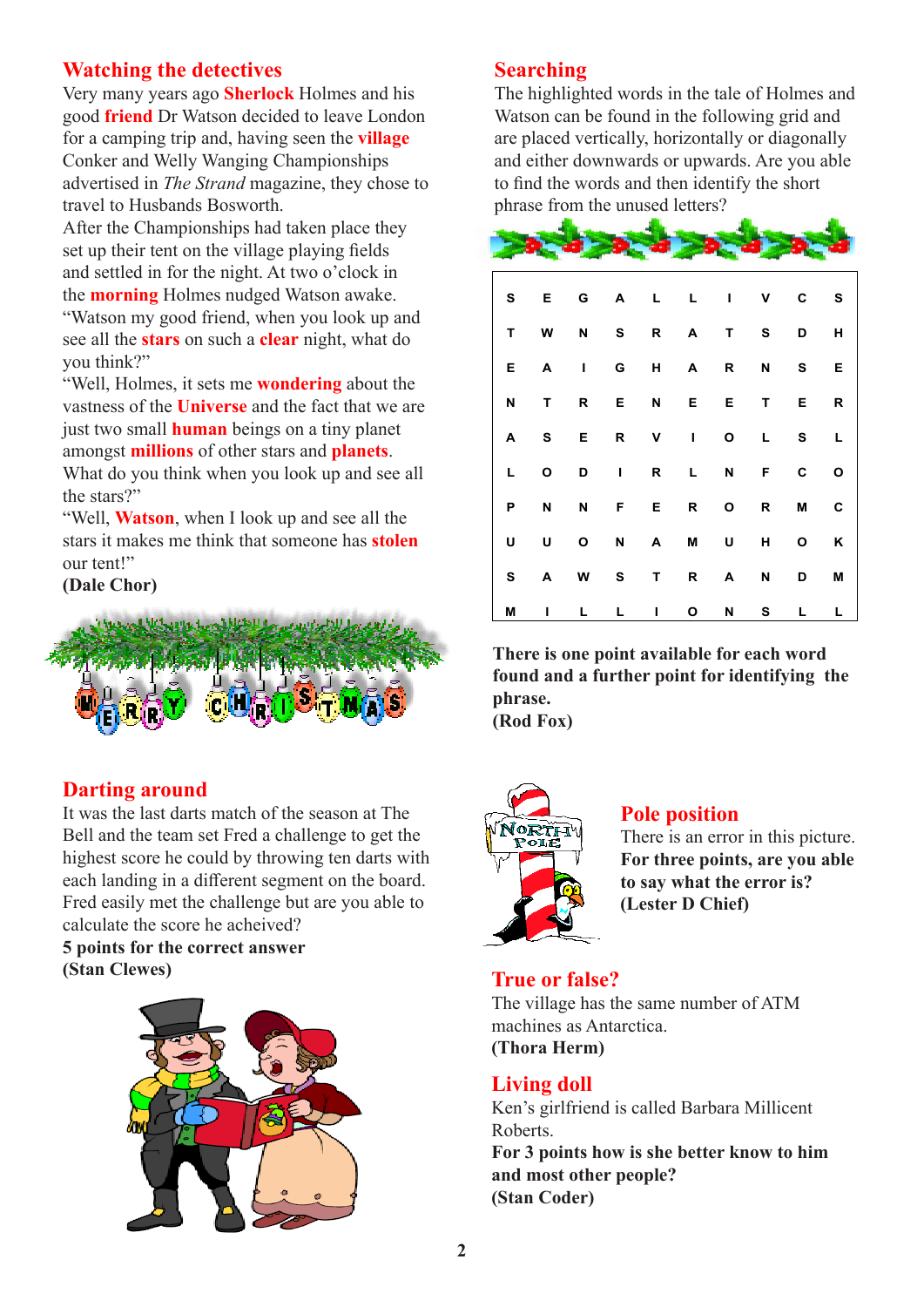## Watching the detectives

Very many years ago **Sherlock** Holmes and his good **friend** Dr Watson decided to leave London for a camping trip and, having seen the **village** Conker and Welly Wanging Championships advertised in *The Strand* magazine, they chose to travel to Husbands Bosworth.

After the Championships had taken place they set up their tent on the village playing fields and settled in for the night. At two o'clock in the **morning** Holmes nudged Watson awake.

"Watson my good friend, when you look up and see all the **stars** on such a **clear** night, what do you think?"

"Well, Holmes, it sets me **wondering** about the vastness of the **Universe** and the fact that we are just two small **human** beings on a tiny planet amongst **millions** of other stars and **planets**. What do you think when you look up and see all the stars?"

"Well, **Watson**, when I look up and see all the stars it makes me think that someone has **stolen** our tent!"

**(Dale Chor)**

## Searching

The highlighted words in the tale of Holmes and Watson can be found in the following grid and are placed vertically, horizontally or diagonally and either downwards or upwards. Are you able to find the words and then identify the short phrase from the unused letters?

| | | | | | | | | | |
|---|---|---|---|---|---|---|---|---|---|
| S | E | G | A | L | L | I | V | C | S |
| T | W | N | S | R | A | T | S | D | H |
| E | A | I | G | H | A | R | N | S | E |
| N | T | R | E | N | E | E | T | E | R |
| A | S | E | R | V | I | O | L | S | L |
| L | O | D | I | R | L | N | F | C | O |
| P | N | N | F | E | R | O | R | M | C |
| U | U | O | N | A | M | U | H | O | K |
| S | A | W | S | T | R | A | N | D | M |
| M | I | L | L | I | O | N | S | L | L |

**There is one point available for each word found and a further point for identifying the phrase.**
**(Rod Fox)**

## Darting around

It was the last darts match of the season at The Bell and the team set Fred a challenge to get the highest score he could by throwing ten darts with each landing in a different segment on the board. Fred easily met the challenge but are you able to calculate the score he acheived?

**5 points for the correct answer**
**(Stan Clewes)**

## Pole position

There is an error in this picture.
**For three points, are you able to say what the error is?**
**(Lester D Chief)**

## True or false?

The village has the same number of ATM machines as Antarctica.
**(Thora Herm)**

## Living doll

Ken's girlfriend is called Barbara Millicent Roberts.
**For 3 points how is she better know to him and most other people?**
**(Stan Coder)**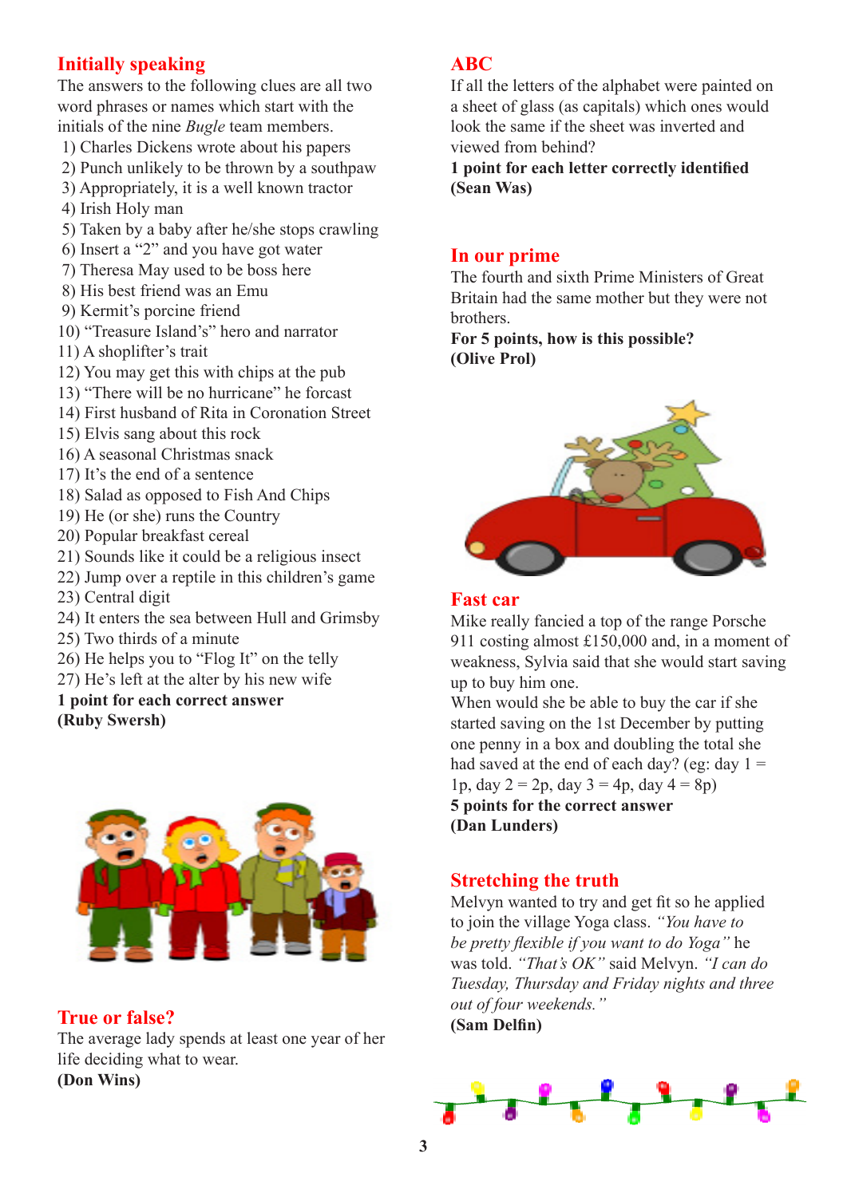## Initially speaking

The answers to the following clues are all two word phrases or names which start with the initials of the nine *Bugle* team members.

1) Charles Dickens wrote about his papers
2) Punch unlikely to be thrown by a southpaw
3) Appropriately, it is a well known tractor
4) Irish Holy man
5) Taken by a baby after he/she stops crawling
6) Insert a "2" and you have got water
7) Theresa May used to be boss here
8) His best friend was an Emu
9) Kermit's porcine friend
10) "Treasure Island's" hero and narrator
11) A shoplifter's trait
12) You may get this with chips at the pub
13) "There will be no hurricane" he forcast
14) First husband of Rita in Coronation Street
15) Elvis sang about this rock
16) A seasonal Christmas snack
17) It's the end of a sentence
18) Salad as opposed to Fish And Chips
19) He (or she) runs the Country
20) Popular breakfast cereal
21) Sounds like it could be a religious insect
22) Jump over a reptile in this children's game
23) Central digit
24) It enters the sea between Hull and Grimsby
25) Two thirds of a minute
26) He helps you to "Flog It" on the telly
27) He's left at the alter by his new wife

**1 point for each correct answer**
**(Ruby Swersh)**

## True or false?

The average lady spends at least one year of her life deciding what to wear.
**(Don Wins)**

## ABC

If all the letters of the alphabet were painted on a sheet of glass (as capitals) which ones would look the same if the sheet was inverted and viewed from behind?
**1 point for each letter correctly identified**
**(Sean Was)**

## In our prime

The fourth and sixth Prime Ministers of Great Britain had the same mother but they were not brothers.
**For 5 points, how is this possible?**
**(Olive Prol)**

## Fast car

Mike really fancied a top of the range Porsche 911 costing almost £150,000 and, in a moment of weakness, Sylvia said that she would start saving up to buy him one.
When would she be able to buy the car if she started saving on the 1st December by putting one penny in a box and doubling the total she had saved at the end of each day? (eg: day 1 = 1p, day 2 = 2p, day 3 = 4p, day 4 = 8p)
**5 points for the correct answer**
**(Dan Lunders)**

## Stretching the truth

Melvyn wanted to try and get fit so he applied to join the village Yoga class. *"You have to be pretty flexible if you want to do Yoga"* he was told. *"That's OK"* said Melvyn. *"I can do Tuesday, Thursday and Friday nights and three out of four weekends."*
**(Sam Delfin)**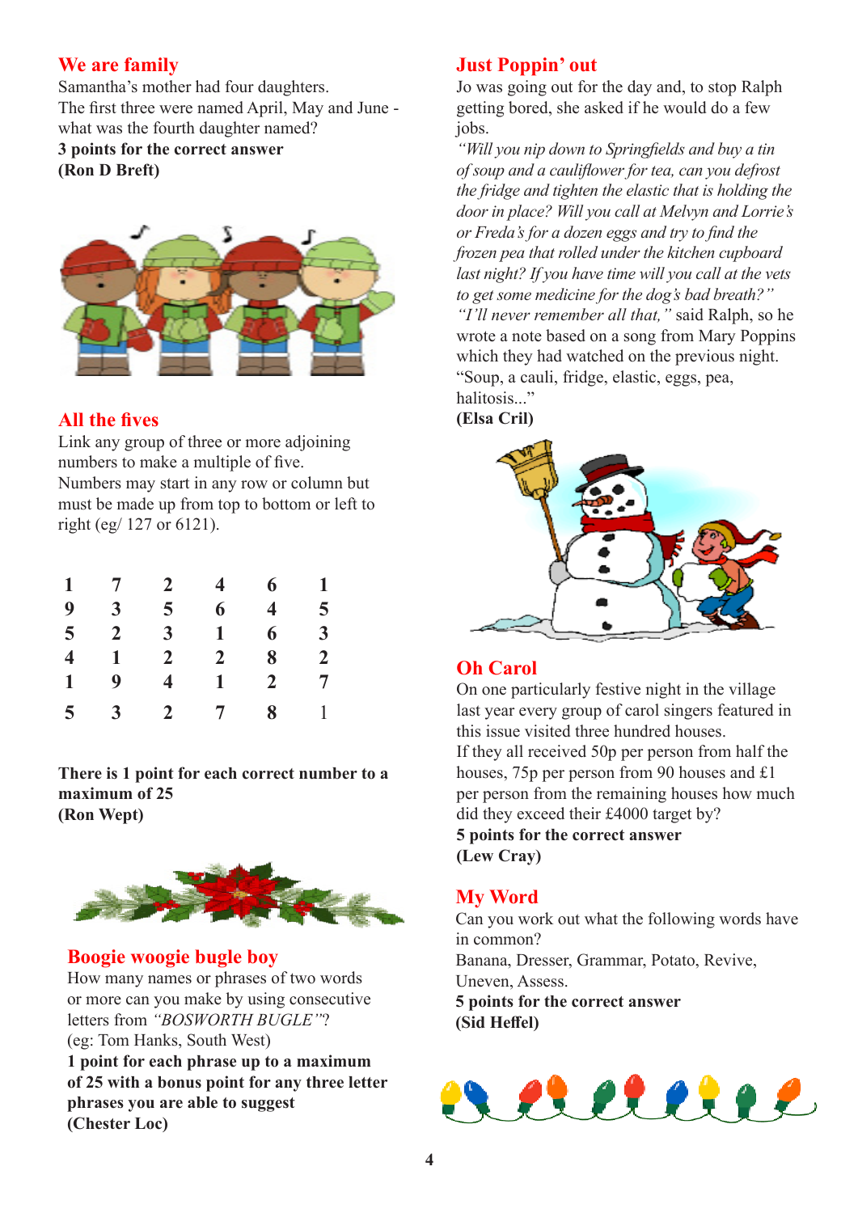## We are family

Samantha's mother had four daughters.
The first three were named April, May and June - what was the fourth daughter named?

**3 points for the correct answer**
**(Ron D Breft)**

## All the fives

Link any group of three or more adjoining numbers to make a multiple of five.
Numbers may start in any row or column but must be made up from top to bottom or left to right (eg/ 127 or 6121).

| | | | | | |
|---|---|---|---|---|---|
| **1** | **7** | **2** | **4** | **6** | **1** |
| **9** | **3** | **5** | **6** | **4** | **5** |
| **5** | **2** | **3** | **1** | **6** | **3** |
| **4** | **1** | **2** | **2** | **8** | **2** |
| **1** | **9** | **4** | **1** | **2** | **7** |
| **5** | **3** | **2** | **7** | **8** | 1 |

**There is 1 point for each correct number to a maximum of 25**
**(Ron Wept)**

## Boogie woogie bugle boy

How many names or phrases of two words or more can you make by using consecutive letters from *"BOSWORTH BUGLE"*?
(eg: Tom Hanks, South West)

**1 point for each phrase up to a maximum of 25 with a bonus point for any three letter phrases you are able to suggest**
**(Chester Loc)**

## Just Poppin' out

Jo was going out for the day and, to stop Ralph getting bored, she asked if he would do a few jobs.

*"Will you nip down to Springfields and buy a tin of soup and a cauliflower for tea, can you defrost the fridge and tighten the elastic that is holding the door in place? Will you call at Melvyn and Lorrie's or Freda's for a dozen eggs and try to find the frozen pea that rolled under the kitchen cupboard last night? If you have time will you call at the vets to get some medicine for the dog's bad breath?"*

*"I'll never remember all that,"* said Ralph, so he wrote a note based on a song from Mary Poppins which they had watched on the previous night.

"Soup, a cauli, fridge, elastic, eggs, pea, halitosis..."

**(Elsa Cril)**

## Oh Carol

On one particularly festive night in the village last year every group of carol singers featured in this issue visited three hundred houses.
If they all received 50p per person from half the houses, 75p per person from 90 houses and £1 per person from the remaining houses how much did they exceed their £4000 target by?

**5 points for the correct answer**
**(Lew Cray)**

## My Word

Can you work out what the following words have in common?
Banana, Dresser, Grammar, Potato, Revive, Uneven, Assess.

**5 points for the correct answer**
**(Sid Heffel)**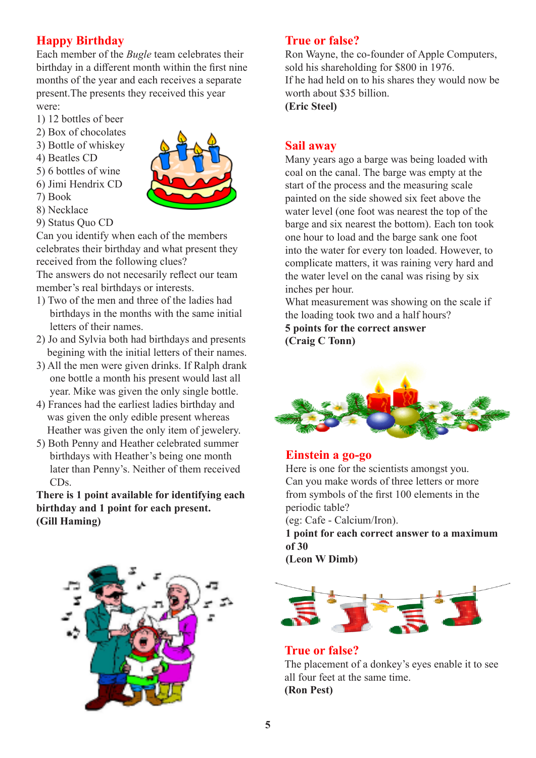## Happy Birthday

Each member of the *Bugle* team celebrates their birthday in a different month within the first nine months of the year and each receives a separate present.The presents they received this year were:

1) 12 bottles of beer
2) Box of chocolates
3) Bottle of whiskey
4) Beatles CD
5) 6 bottles of wine
6) Jimi Hendrix CD
7) Book
8) Necklace
9) Status Quo CD

Can you identify when each of the members celebrates their birthday and what present they received from the following clues?

The answers do not necesarily reflect our team member's real birthdays or interests.

1) Two of the men and three of the ladies had birthdays in the months with the same initial letters of their names.
2) Jo and Sylvia both had birthdays and presents begining with the initial letters of their names.
3) All the men were given drinks. If Ralph drank one bottle a month his present would last all year. Mike was given the only single bottle.
4) Frances had the earliest ladies birthday and was given the only edible present whereas Heather was given the only item of jewelery.
5) Both Penny and Heather celebrated summer birthdays with Heather's being one month later than Penny's. Neither of them received CDs.

**There is 1 point available for identifying each birthday and 1 point for each present.**
**(Gill Haming)**

## True or false?

Ron Wayne, the co-founder of Apple Computers, sold his shareholding for $800 in 1976.
If he had held on to his shares they would now be worth about $35 billion.
**(Eric Steel)**

## Sail away

Many years ago a barge was being loaded with coal on the canal. The barge was empty at the start of the process and the measuring scale painted on the side showed six feet above the water level (one foot was nearest the top of the barge and six nearest the bottom). Each ton took one hour to load and the barge sank one foot into the water for every ton loaded. However, to complicate matters, it was raining very hard and the water level on the canal was rising by six inches per hour.
What measurement was showing on the scale if the loading took two and a half hours?
**5 points for the correct answer**
**(Craig C Tonn)**

## Einstein a go-go

Here is one for the scientists amongst you.
Can you make words of three letters or more from symbols of the first 100 elements in the periodic table?
(eg: Cafe - Calcium/Iron).
**1 point for each correct answer to a maximum of 30**
**(Leon W Dimb)**

## True or false?

The placement of a donkey's eyes enable it to see all four feet at the same time.
**(Ron Pest)**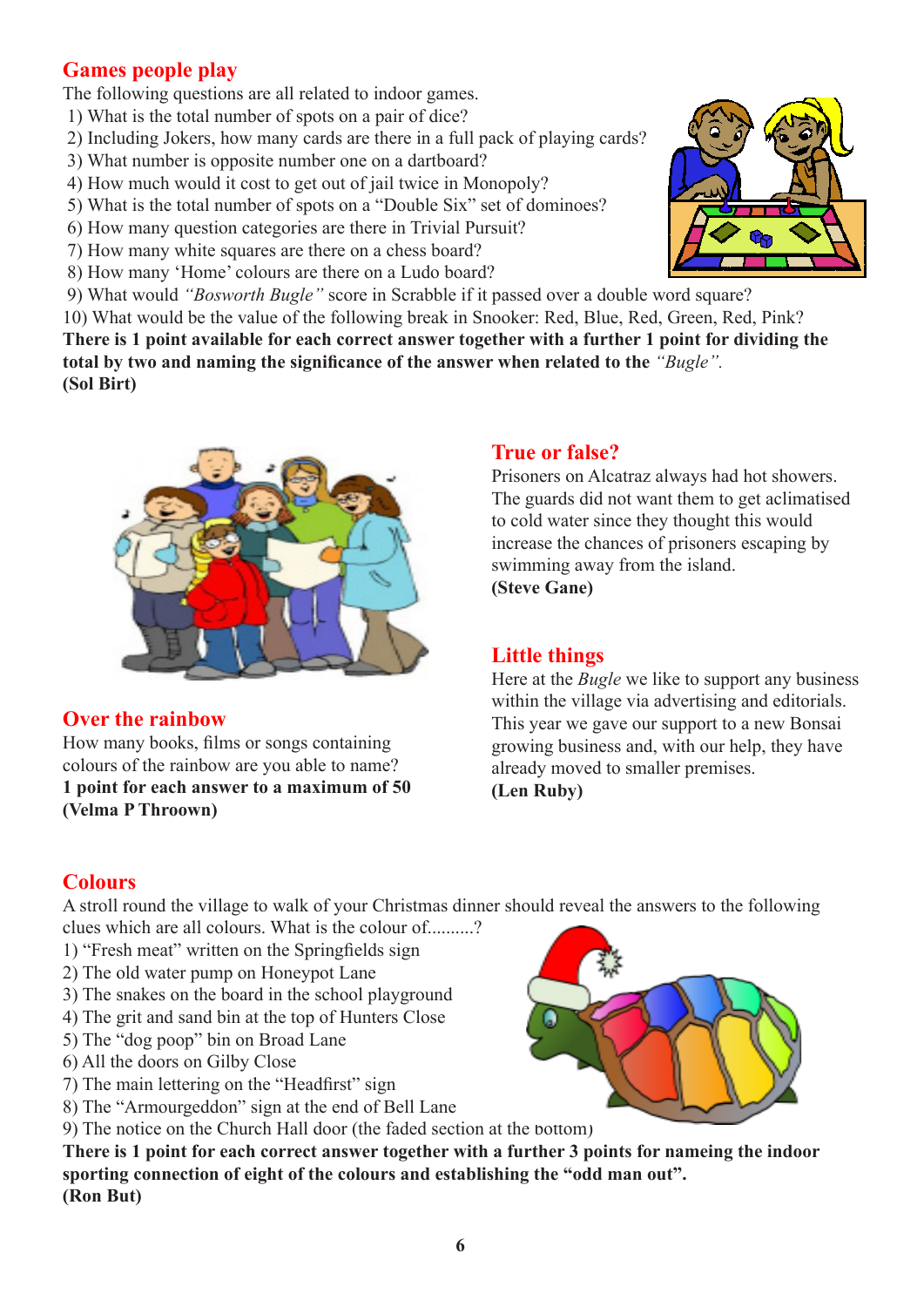## Games people play

The following questions are all related to indoor games.

1) What is the total number of spots on a pair of dice?
2) Including Jokers, how many cards are there in a full pack of playing cards?
3) What number is opposite number one on a dartboard?
4) How much would it cost to get out of jail twice in Monopoly?
5) What is the total number of spots on a "Double Six" set of dominoes?
6) How many question categories are there in Trivial Pursuit?
7) How many white squares are there on a chess board?
8) How many 'Home' colours are there on a Ludo board?
9) What would *"Bosworth Bugle"* score in Scrabble if it passed over a double word square?
10) What would be the value of the following break in Snooker: Red, Blue, Red, Green, Red, Pink?

**There is 1 point available for each correct answer together with a further 1 point for dividing the total by two and naming the significance of the answer when related to the** *"Bugle".*

**(Sol Birt)**

## True or false?

Prisoners on Alcatraz always had hot showers. The guards did not want them to get aclimatised to cold water since they thought this would increase the chances of prisoners escaping by swimming away from the island.

**(Steve Gane)**

## Over the rainbow

How many books, films or songs containing colours of the rainbow are you able to name?

**1 point for each answer to a maximum of 50**

**(Velma P Throown)**

## Little things

Here at the *Bugle* we like to support any business within the village via advertising and editorials. This year we gave our support to a new Bonsai growing business and, with our help, they have already moved to smaller premises.

**(Len Ruby)**

## Colours

A stroll round the village to walk of your Christmas dinner should reveal the answers to the following clues which are all colours. What is the colour of..........?

1) "Fresh meat" written on the Springfields sign
2) The old water pump on Honeypot Lane
3) The snakes on the board in the school playground
4) The grit and sand bin at the top of Hunters Close
5) The "dog poop" bin on Broad Lane
6) All the doors on Gilby Close
7) The main lettering on the "Headfirst" sign
8) The "Armourgeddon" sign at the end of Bell Lane
9) The notice on the Church Hall door (the faded section at the bottom)

**There is 1 point for each correct answer together with a further 3 points for nameing the indoor sporting connection of eight of the colours and establishing the "odd man out".**

**(Ron But)**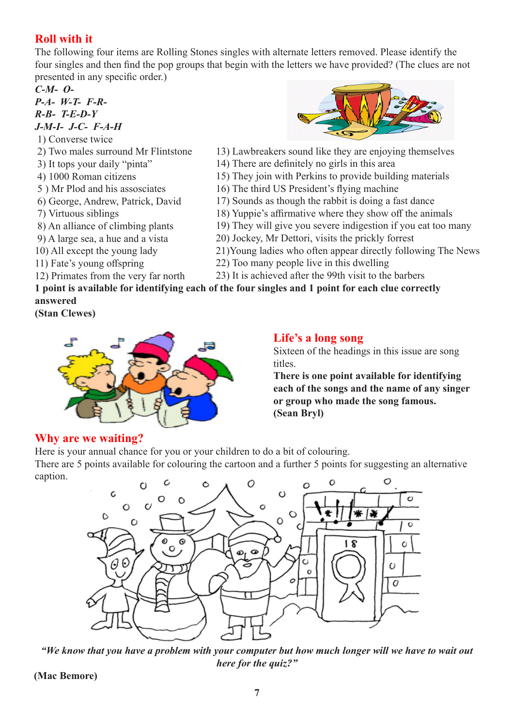## Roll with it

The following four items are Rolling Stones singles with alternate letters removed. Please identify the four singles and then find the pop groups that begin with the letters we have provided? (The clues are not presented in any specific order.)

*C-M- O-*
*P-A- W-T- F-R-*
*R-B- T-E-D-Y*
*J-M-I- J-C- F-A-H*

1) Converse twice
2) Two males surround Mr Flintstone
3) It tops your daily "pinta"
4) 1000 Roman citizens
5 ) Mr Plod and his assosciates
6) George, Andrew, Patrick, David
7) Virtuous siblings
8) An alliance of climbing plants
9) A large sea, a hue and a vista
10) All except the young lady
11) Fate's young offspring
12) Primates from the very far north
13) Lawbreakers sound like they are enjoying themselves
14) There are definitely no girls in this area
15) They join with Perkins to provide building materials
16) The third US President's flying machine
17) Sounds as though the rabbit is doing a fast dance
18) Yuppie's affirmative where they show off the animals
19) They will give you severe indigestion if you eat too many
20) Jockey, Mr Dettori, visits the prickly forrest
21)Young ladies who often appear directly following The News
22) Too many people live in this dwelling
23) It is achieved after the 99th visit to the barbers

**1 point is available for identifying each of the four singles and 1 point for each clue correctly answered**

**(Stan Clewes)**

## Life's a long song

Sixteen of the headings in this issue are song titles.

**There is one point available for identifying each of the songs and the name of any singer or group who made the song famous.**

**(Sean Bryl)**

## Why are we waiting?

Here is your annual chance for you or your children to do a bit of colouring.

There are 5 points available for colouring the cartoon and a further 5 points for suggesting an alternative caption.

*"We know that you have a problem with your computer but how much longer will we have to wait out here for the quiz?"*

**(Mac Bemore)**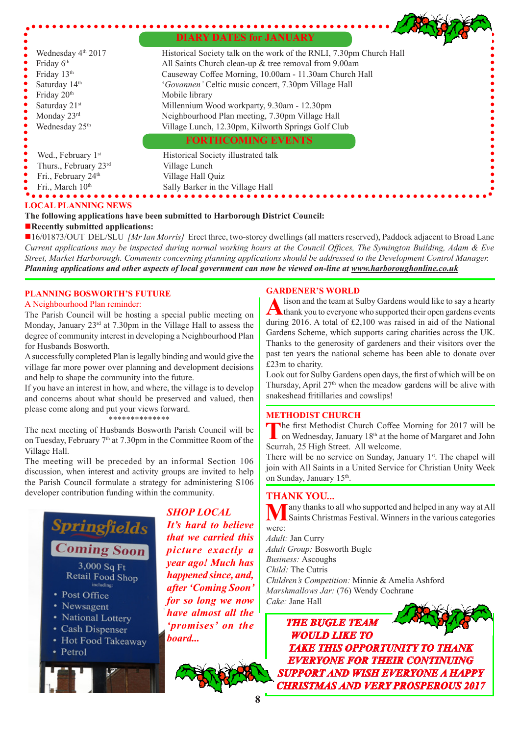## DIARY DATES for JANUARY

| | |
|---|---|
| Wednesday 4th 2017 | Historical Society talk on the work of the RNLI, 7.30pm Church Hall |
| Friday 6th | All Saints Church clean-up & tree removal from 9.00am |
| Friday 13th | Causeway Coffee Morning, 10.00am - 11.30am Church Hall |
| Saturday 14th | '*Govannen'* Celtic music concert, 7.30pm Village Hall |
| Friday 20th | Mobile library |
| Saturday 21st | Millennium Wood workparty, 9.30am - 12.30pm |
| Monday 23rd | Neighbourhood Plan meeting, 7.30pm Village Hall |
| Wednesday 25th | Village Lunch, 12.30pm, Kilworth Springs Golf Club |

## FORTHCOMING EVENTS

| | |
|---|---|
| Wed., February 1st | Historical Society illustrated talk |
| Thurs., February 23rd | Village Lunch |
| Fri., February 24th | Village Hall Quiz |
| Fri., March 10th | Sally Barker in the Village Hall |

## LOCAL PLANNING NEWS

**The following applications have been submitted to Harborough District Council:**

**■Recently submitted applications:**

■16/01873/OUT DEL/SLU *[Mr Ian Morris]* Erect three, two-storey dwellings (all matters reserved), Paddock adjacent to Broad Lane

*Current applications may be inspected during normal working hours at the Council Offices, The Symington Building, Adam & Eve Street, Market Harborough. Comments concerning planning applications should be addressed to the Development Control Manager.*

***Planning applications and other aspects of local government can now be viewed on-line at www.harboroughonline.co.uk***

## PLANNING BOSWORTH'S FUTURE

A Neighbourhood Plan reminder:

The Parish Council will be hosting a special public meeting on Monday, January 23rd at 7.30pm in the Village Hall to assess the degree of community interest in developing a Neighbourhood Plan for Husbands Bosworth.

A successfully completed Plan is legally binding and would give the village far more power over planning and development decisions and help to shape the community into the future.

If you have an interest in how, and where, the village is to develop and concerns about what should be preserved and valued, then please come along and put your views forward.

**************

The next meeting of Husbands Bosworth Parish Council will be on Tuesday, February 7th at 7.30pm in the Committee Room of the Village Hall.

The meeting will be preceded by an informal Section 106 discussion, when interest and activity groups are invited to help the Parish Council formulate a strategy for administering S106 developer contribution funding within the community.

Springfields
Coming Soon
3,000 Sq Ft
Retail Food Shop
including:
- Post Office
- Newsagent
- National Lottery
- Cash Dispenser
- Hot Food Takeaway
- Petrol

### *SHOP LOCAL*

***It's hard to believe that we carried this picture exactly a year ago! Much has happened since, and, after 'Coming Soon' for so long we now have almost all the 'promises' on the board...***

## GARDENER'S WORLD

Alison and the team at Sulby Gardens would like to say a hearty thank you to everyone who supported their open gardens events during 2016. A total of £2,100 was raised in aid of the National Gardens Scheme, which supports caring charities across the UK. Thanks to the generosity of gardeners and their visitors over the past ten years the national scheme has been able to donate over £23m to charity.

Look out for Sulby Gardens open days, the first of which will be on Thursday, April 27th when the meadow gardens will be alive with snakeshead fritillaries and cowslips!

## METHODIST CHURCH

The first Methodist Church Coffee Morning for 2017 will be on Wednesday, January 18th at the home of Margaret and John Scurrah, 25 High Street. All welcome.

There will be no service on Sunday, January 1st. The chapel will join with All Saints in a United Service for Christian Unity Week on Sunday, January 15th.

## THANK YOU...

Many thanks to all who supported and helped in any way at All Saints Christmas Festival. Winners in the various categories were:

*Adult:* Jan Curry
*Adult Group:* Bosworth Bugle
*Business:* Ascoughs
*Child:* The Cutris
*Children's Competition:* Minnie & Amelia Ashford
*Marshmallows Jar:* (76) Wendy Cochrane
*Cake:* Jane Hall

***THE BUGLE TEAM WOULD LIKE TO TAKE THIS OPPORTUNITY TO THANK EVERYONE FOR THEIR CONTINUING SUPPORT AND WISH EVERYONE A HAPPY CHRISTMAS AND VERY PROSPEROUS 2017***